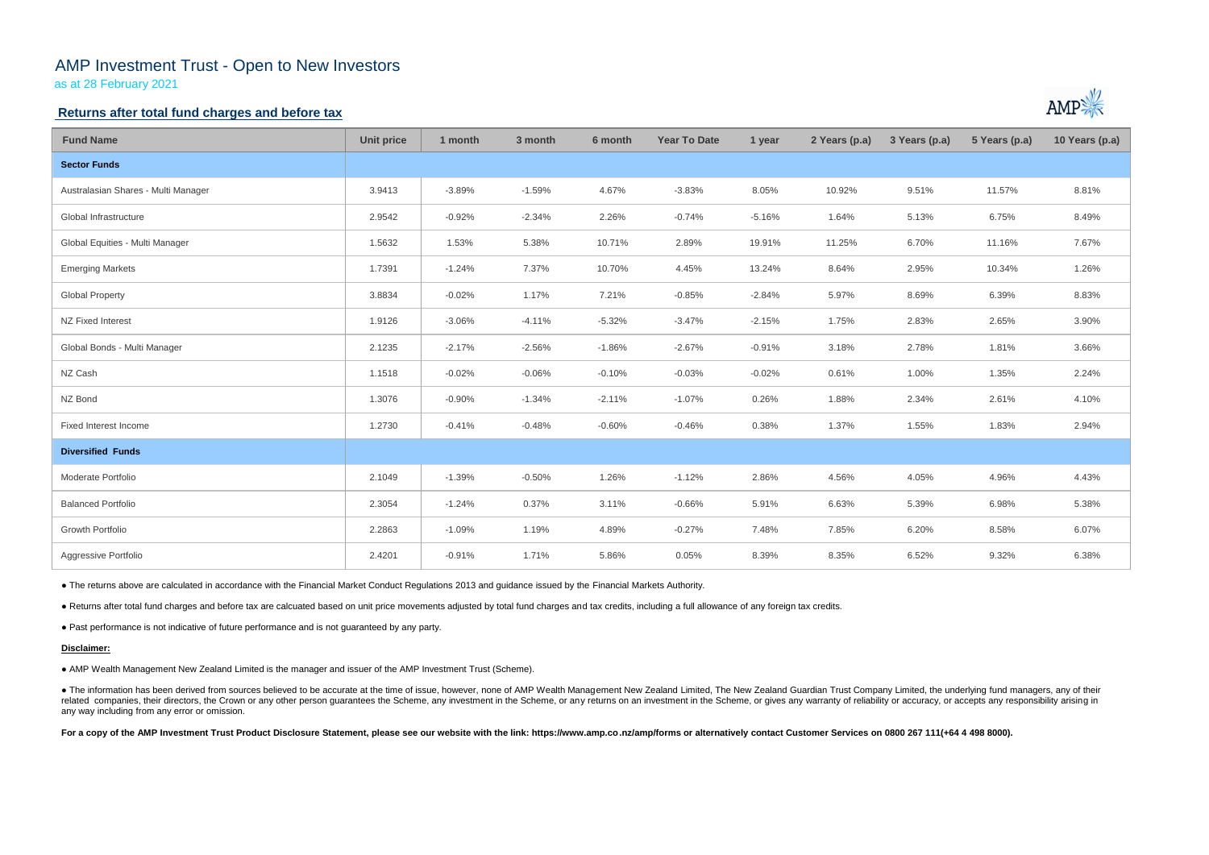# AMP Investment Trust - Open to New Investors

as at 28 February 2021

## Returns after total fund charges and before tax

| Fund Name | Unit price | 1 month | 3 month | 6 month | Year To Date | 1 year | 2 Years (p.a) | 3 Years (p.a) | 5 Years (p.a) | 10 Years (p.a) |
|---|---|---|---|---|---|---|---|---|---|---|
| **Sector Funds** | | | | | | | | | | |
| Australasian Shares - Multi Manager | 3.9413 | -3.89% | -1.59% | 4.67% | -3.83% | 8.05% | 10.92% | 9.51% | 11.57% | 8.81% |
| Global Infrastructure | 2.9542 | -0.92% | -2.34% | 2.26% | -0.74% | -5.16% | 1.64% | 5.13% | 6.75% | 8.49% |
| Global Equities - Multi Manager | 1.5632 | 1.53% | 5.38% | 10.71% | 2.89% | 19.91% | 11.25% | 6.70% | 11.16% | 7.67% |
| Emerging Markets | 1.7391 | -1.24% | 7.37% | 10.70% | 4.45% | 13.24% | 8.64% | 2.95% | 10.34% | 1.26% |
| Global Property | 3.8834 | -0.02% | 1.17% | 7.21% | -0.85% | -2.84% | 5.97% | 8.69% | 6.39% | 8.83% |
| NZ Fixed Interest | 1.9126 | -3.06% | -4.11% | -5.32% | -3.47% | -2.15% | 1.75% | 2.83% | 2.65% | 3.90% |
| Global Bonds - Multi Manager | 2.1235 | -2.17% | -2.56% | -1.86% | -2.67% | -0.91% | 3.18% | 2.78% | 1.81% | 3.66% |
| NZ Cash | 1.1518 | -0.02% | -0.06% | -0.10% | -0.03% | -0.02% | 0.61% | 1.00% | 1.35% | 2.24% |
| NZ Bond | 1.3076 | -0.90% | -1.34% | -2.11% | -1.07% | 0.26% | 1.88% | 2.34% | 2.61% | 4.10% |
| Fixed Interest Income | 1.2730 | -0.41% | -0.48% | -0.60% | -0.46% | 0.38% | 1.37% | 1.55% | 1.83% | 2.94% |
| **Diversified Funds** | | | | | | | | | | |
| Moderate Portfolio | 2.1049 | -1.39% | -0.50% | 1.26% | -1.12% | 2.86% | 4.56% | 4.05% | 4.96% | 4.43% |
| Balanced Portfolio | 2.3054 | -1.24% | 0.37% | 3.11% | -0.66% | 5.91% | 6.63% | 5.39% | 6.98% | 5.38% |
| Growth Portfolio | 2.2863 | -1.09% | 1.19% | 4.89% | -0.27% | 7.48% | 7.85% | 6.20% | 8.58% | 6.07% |
| Aggressive Portfolio | 2.4201 | -0.91% | 1.71% | 5.86% | 0.05% | 8.39% | 8.35% | 6.52% | 9.32% | 6.38% |

● The returns above are calculated in accordance with the Financial Market Conduct Regulations 2013 and guidance issued by the Financial Markets Authority.

● Returns after total fund charges and before tax are calcuated based on unit price movements adjusted by total fund charges and tax credits, including a full allowance of any foreign tax credits.

● Past performance is not indicative of future performance and is not guaranteed by any party.

**Disclaimer:**

● AMP Wealth Management New Zealand Limited is the manager and issuer of the AMP Investment Trust (Scheme).

● The information has been derived from sources believed to be accurate at the time of issue, however, none of AMP Wealth Management New Zealand Limited, The New Zealand Guardian Trust Company Limited, the underlying fund managers, any of their related companies, their directors, the Crown or any other person guarantees the Scheme, any investment in the Scheme, or any returns on an investment in the Scheme, or gives any warranty of reliability or accuracy, or accepts any responsibility arising in any way including from any error or omission.

**For a copy of the AMP Investment Trust Product Disclosure Statement, please see our website with the link: https://www.amp.co.nz/amp/forms or alternatively contact Customer Services on 0800 267 111(+64 4 498 8000).**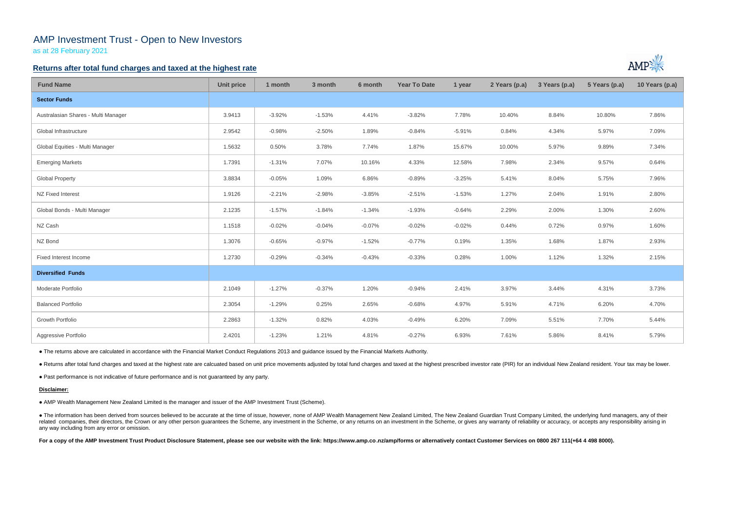# AMP Investment Trust - Open to New Investors

as at 28 February 2021

## Returns after total fund charges and taxed at the highest rate

| Fund Name | Unit price | 1 month | 3 month | 6 month | Year To Date | 1 year | 2 Years (p.a) | 3 Years (p.a) | 5 Years (p.a) | 10 Years (p.a) |
|---|---|---|---|---|---|---|---|---|---|---|
| **Sector Funds** | | | | | | | | | | |
| Australasian Shares - Multi Manager | 3.9413 | -3.92% | -1.53% | 4.41% | -3.82% | 7.78% | 10.40% | 8.84% | 10.80% | 7.86% |
| Global Infrastructure | 2.9542 | -0.98% | -2.50% | 1.89% | -0.84% | -5.91% | 0.84% | 4.34% | 5.97% | 7.09% |
| Global Equities - Multi Manager | 1.5632 | 0.50% | 3.78% | 7.74% | 1.87% | 15.67% | 10.00% | 5.97% | 9.89% | 7.34% |
| Emerging Markets | 1.7391 | -1.31% | 7.07% | 10.16% | 4.33% | 12.58% | 7.98% | 2.34% | 9.57% | 0.64% |
| Global Property | 3.8834 | -0.05% | 1.09% | 6.86% | -0.89% | -3.25% | 5.41% | 8.04% | 5.75% | 7.96% |
| NZ Fixed Interest | 1.9126 | -2.21% | -2.98% | -3.85% | -2.51% | -1.53% | 1.27% | 2.04% | 1.91% | 2.80% |
| Global Bonds - Multi Manager | 2.1235 | -1.57% | -1.84% | -1.34% | -1.93% | -0.64% | 2.29% | 2.00% | 1.30% | 2.60% |
| NZ Cash | 1.1518 | -0.02% | -0.04% | -0.07% | -0.02% | -0.02% | 0.44% | 0.72% | 0.97% | 1.60% |
| NZ Bond | 1.3076 | -0.65% | -0.97% | -1.52% | -0.77% | 0.19% | 1.35% | 1.68% | 1.87% | 2.93% |
| Fixed Interest Income | 1.2730 | -0.29% | -0.34% | -0.43% | -0.33% | 0.28% | 1.00% | 1.12% | 1.32% | 2.15% |
| **Diversified Funds** | | | | | | | | | | |
| Moderate Portfolio | 2.1049 | -1.27% | -0.37% | 1.20% | -0.94% | 2.41% | 3.97% | 3.44% | 4.31% | 3.73% |
| Balanced Portfolio | 2.3054 | -1.29% | 0.25% | 2.65% | -0.68% | 4.97% | 5.91% | 4.71% | 6.20% | 4.70% |
| Growth Portfolio | 2.2863 | -1.32% | 0.82% | 4.03% | -0.49% | 6.20% | 7.09% | 5.51% | 7.70% | 5.44% |
| Aggressive Portfolio | 2.4201 | -1.23% | 1.21% | 4.81% | -0.27% | 6.93% | 7.61% | 5.86% | 8.41% | 5.79% |

- The returns above are calculated in accordance with the Financial Market Conduct Regulations 2013 and guidance issued by the Financial Markets Authority.
- Returns after total fund charges and taxed at the highest rate are calcuated based on unit price movements adjusted by total fund charges and taxed at the highest prescribed investor rate (PIR) for an individual New Zealand resident. Your tax may be lower.
- Past performance is not indicative of future performance and is not guaranteed by any party.

**Disclaimer:**

- AMP Wealth Management New Zealand Limited is the manager and issuer of the AMP Investment Trust (Scheme).
- The information has been derived from sources believed to be accurate at the time of issue, however, none of AMP Wealth Management New Zealand Limited, The New Zealand Guardian Trust Company Limited, the underlying fund managers, any of their related companies, their directors, the Crown or any other person guarantees the Scheme, any investment in the Scheme, or any returns on an investment in the Scheme, or gives any warranty of reliability or accuracy, or accepts any responsibility arising in any way including from any error or omission.

**For a copy of the AMP Investment Trust Product Disclosure Statement, please see our website with the link: https://www.amp.co.nz/amp/forms or alternatively contact Customer Services on 0800 267 111(+64 4 498 8000).**